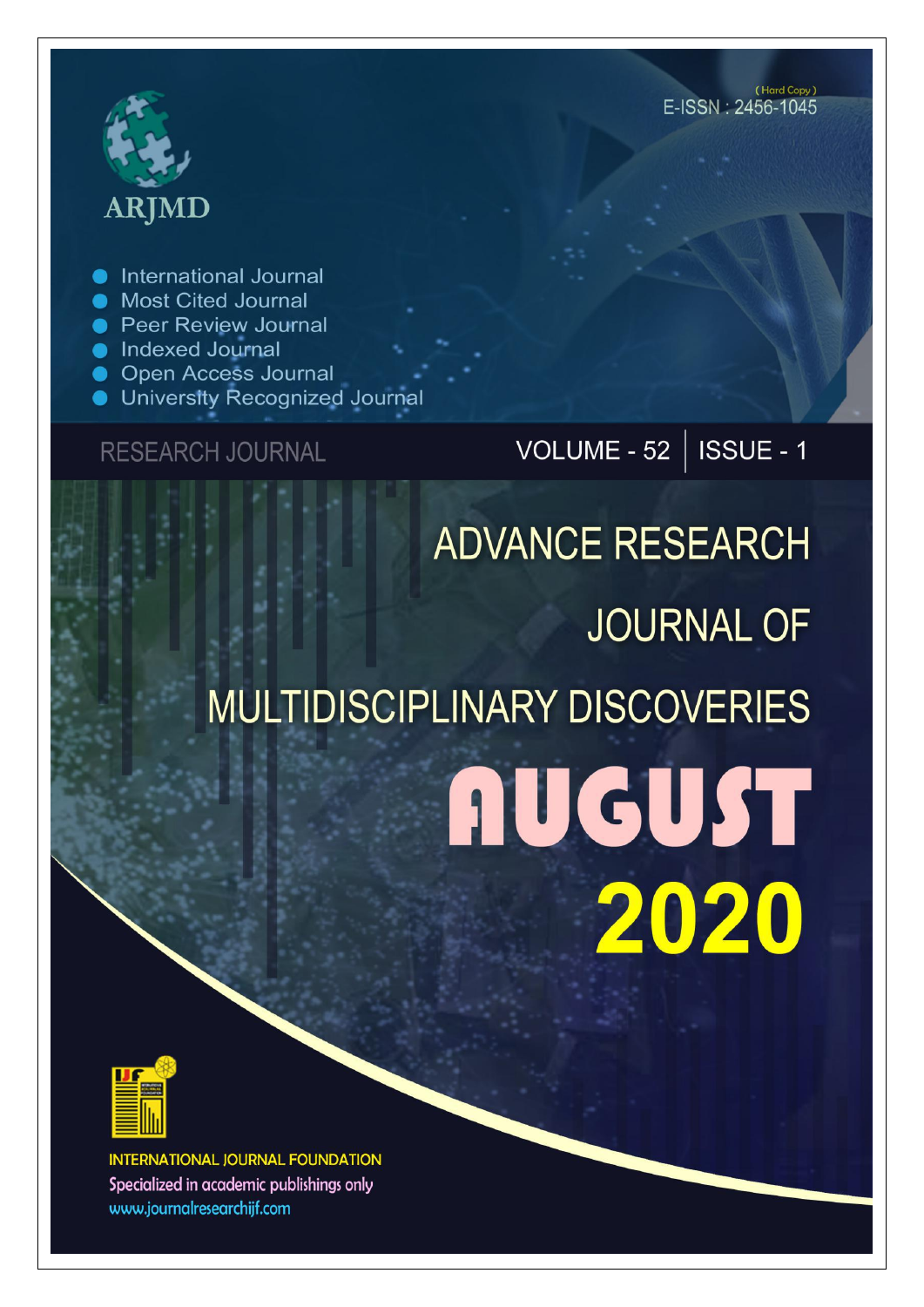ARJMD

(Hard Copy)
E-ISSN : 2456-1045

- International Journal
- Most Cited Journal
- Peer Review Journal
- Indexed Journal
- Open Access Journal
- University Recognized Journal

RESEARCH JOURNAL

VOLUME - 52 | ISSUE - 1

# ADVANCE RESEARCH JOURNAL OF MULTIDISCIPLINARY DISCOVERIES

# AUGUST 2020

INTERNATIONAL JOURNAL FOUNDATION
Specialized in academic publishings only
www.journalresearchijf.com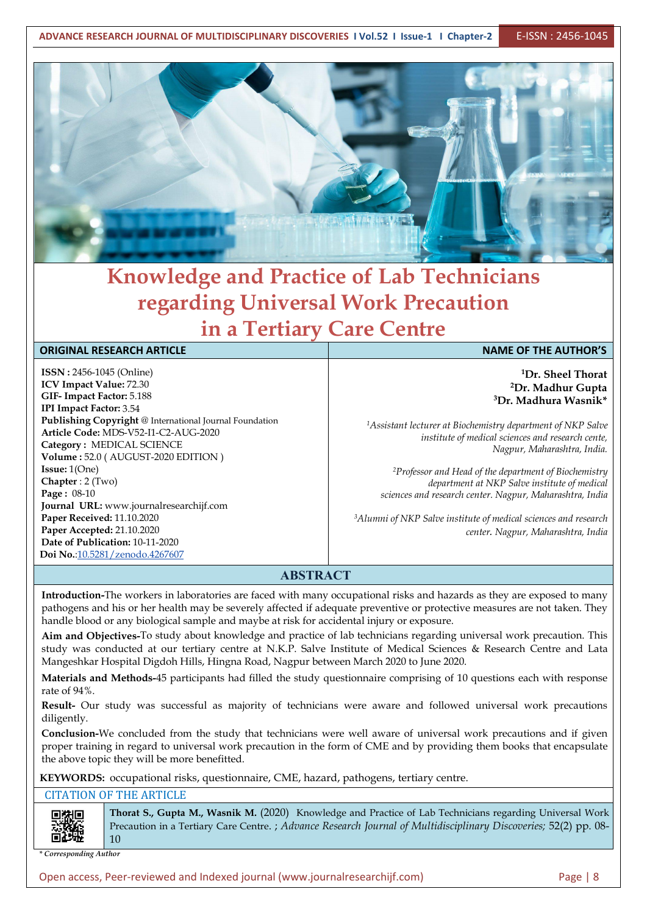# Knowledge and Practice of Lab Technicians regarding Universal Work Precaution in a Tertiary Care Centre

| ORIGINAL RESEARCH ARTICLE | NAME OF THE AUTHOR'S |
|---|---|

**ISSN :** 2456-1045 (Online)
**ICV Impact Value:** 72.30
**GIF- Impact Factor:** 5.188
**IPI Impact Factor:** 3.54
**Publishing Copyright** @ International Journal Foundation
**Article Code:** MDS-V52-I1-C2-AUG-2020
**Category :** MEDICAL SCIENCE
**Volume :** 52.0 ( AUGUST-2020 EDITION )
**Issue:** 1(One)
**Chapter** : 2 (Two)
**Page :** 08-10
**Journal URL:** www.journalresearchijf.com
**Paper Received:** 11.10.2020
**Paper Accepted:** 21.10.2020
**Date of Publication:** 10-11-2020
**Doi No.**:[10.5281/zenodo.4267607](https://doi.org/10.5281/zenodo.4267607)

**[1]Dr. Sheel Thorat**
**[2]Dr. Madhur Gupta**
**[3]Dr. Madhura Wasnik***

*[1]Assistant lecturer at Biochemistry department of NKP Salve institute of medical sciences and research cente, Nagpur, Maharashtra, India.*

*[2]Professor and Head of the department of Biochemistry department at NKP Salve institute of medical sciences and research center. Nagpur, Maharashtra, India*

*[3]Alumni of NKP Salve institute of medical sciences and research center. Nagpur, Maharashtra, India*

## ABSTRACT

**Introduction-**The workers in laboratories are faced with many occupational risks and hazards as they are exposed to many pathogens and his or her health may be severely affected if adequate preventive or protective measures are not taken. They handle blood or any biological sample and maybe at risk for accidental injury or exposure.

**Aim and Objectives-**To study about knowledge and practice of lab technicians regarding universal work precaution. This study was conducted at our tertiary centre at N.K.P. Salve Institute of Medical Sciences & Research Centre and Lata Mangeshkar Hospital Digdoh Hills, Hingna Road, Nagpur between March 2020 to June 2020.

**Materials and Methods-**45 participants had filled the study questionnaire comprising of 10 questions each with response rate of 94%.

**Result-** Our study was successful as majority of technicians were aware and followed universal work precautions diligently.

**Conclusion-**We concluded from the study that technicians were well aware of universal work precautions and if given proper training in regard to universal work precaution in the form of CME and by providing them books that encapsulate the above topic they will be more benefitted.

**KEYWORDS:** occupational risks, questionnaire, CME, hazard, pathogens, tertiary centre.

**CITATION OF THE ARTICLE**

**Thorat S., Gupta M., Wasnik M.** (2020) Knowledge and Practice of Lab Technicians regarding Universal Work Precaution in a Tertiary Care Centre. ; *Advance Research Journal of Multidisciplinary Discoveries;* 52(2) pp. 08-10

*\* Corresponding Author*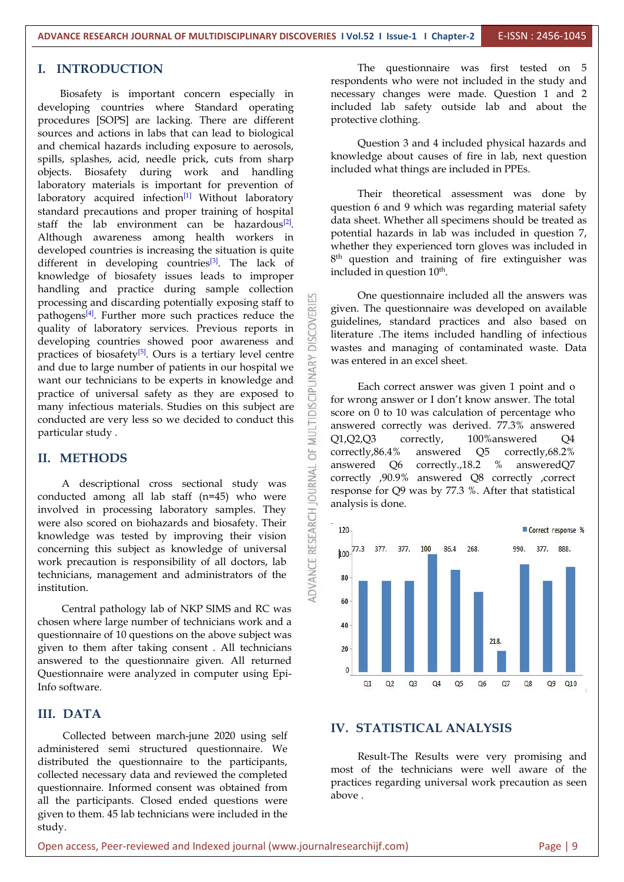# I. INTRODUCTION

Biosafety is important concern especially in developing countries where Standard operating procedures [SOPS] are lacking. There are different sources and actions in labs that can lead to biological and chemical hazards including exposure to aerosols, spills, splashes, acid, needle prick, cuts from sharp objects. Biosafety during work and handling laboratory materials is important for prevention of laboratory acquired infection[1] Without laboratory standard precautions and proper training of hospital staff the lab environment can be hazardous[2]. Although awareness among health workers in developed countries is increasing the situation is quite different in developing countries[3]. The lack of knowledge of biosafety issues leads to improper handling and practice during sample collection processing and discarding potentially exposing staff to pathogens[4]. Further more such practices reduce the quality of laboratory services. Previous reports in developing countries showed poor awareness and practices of biosafety[5]. Ours is a tertiary level centre and due to large number of patients in our hospital we want our technicians to be experts in knowledge and practice of universal safety as they are exposed to many infectious materials. Studies on this subject are conducted are very less so we decided to conduct this particular study .

# II. METHODS

A descriptional cross sectional study was conducted among all lab staff (n=45) who were involved in processing laboratory samples. They were also scored on biohazards and biosafety. Their knowledge was tested by improving their vision concerning this subject as knowledge of universal work precaution is responsibility of all doctors, lab technicians, management and administrators of the institution.

Central pathology lab of NKP SIMS and RC was chosen where large number of technicians work and a questionnaire of 10 questions on the above subject was given to them after taking consent . All technicians answered to the questionnaire given. All returned Questionnaire were analyzed in computer using Epi-Info software.

# III. DATA

Collected between march-june 2020 using self administered semi structured questionnaire. We distributed the questionnaire to the participants, collected necessary data and reviewed the completed questionnaire. Informed consent was obtained from all the participants. Closed ended questions were given to them. 45 lab technicians were included in the study.

The questionnaire was first tested on 5 respondents who were not included in the study and necessary changes were made. Question 1 and 2 included lab safety outside lab and about the protective clothing.

Question 3 and 4 included physical hazards and knowledge about causes of fire in lab, next question included what things are included in PPEs.

Their theoretical assessment was done by question 6 and 9 which was regarding material safety data sheet. Whether all specimens should be treated as potential hazards in lab was included in question 7, whether they experienced torn gloves was included in 8th question and training of fire extinguisher was included in question 10th.

One questionnaire included all the answers was given. The questionnaire was developed on available guidelines, standard practices and also based on literature .The items included handling of infectious wastes and managing of contaminated waste. Data was entered in an excel sheet.

Each correct answer was given 1 point and o for wrong answer or I don't know answer. The total score on 0 to 10 was calculation of percentage who answered correctly was derived. 77.3% answered Q1,Q2,Q3 correctly, 100%answered Q4 correctly,86.4% answered Q5 correctly,68.2% answered Q6 correctly.,18.2 % answeredQ7 correctly ,90.9% answered Q8 correctly ,correct response for Q9 was by 77.3 %. After that statistical analysis is done.

| | Q1 | Q2 | Q3 | Q4 | Q5 | Q6 | Q7 | Q8 | Q9 | Q10 |
|---|---|---|---|---|---|---|---|---|---|---|
| Correct response % | 77.3 | 377. | 377. | 100 | 86.4 | 268. | 218. | 990. | 377. | 888. |

# IV. STATISTICAL ANALYSIS

Result-The Results were very promising and most of the technicians were well aware of the practices regarding universal work precaution as seen above .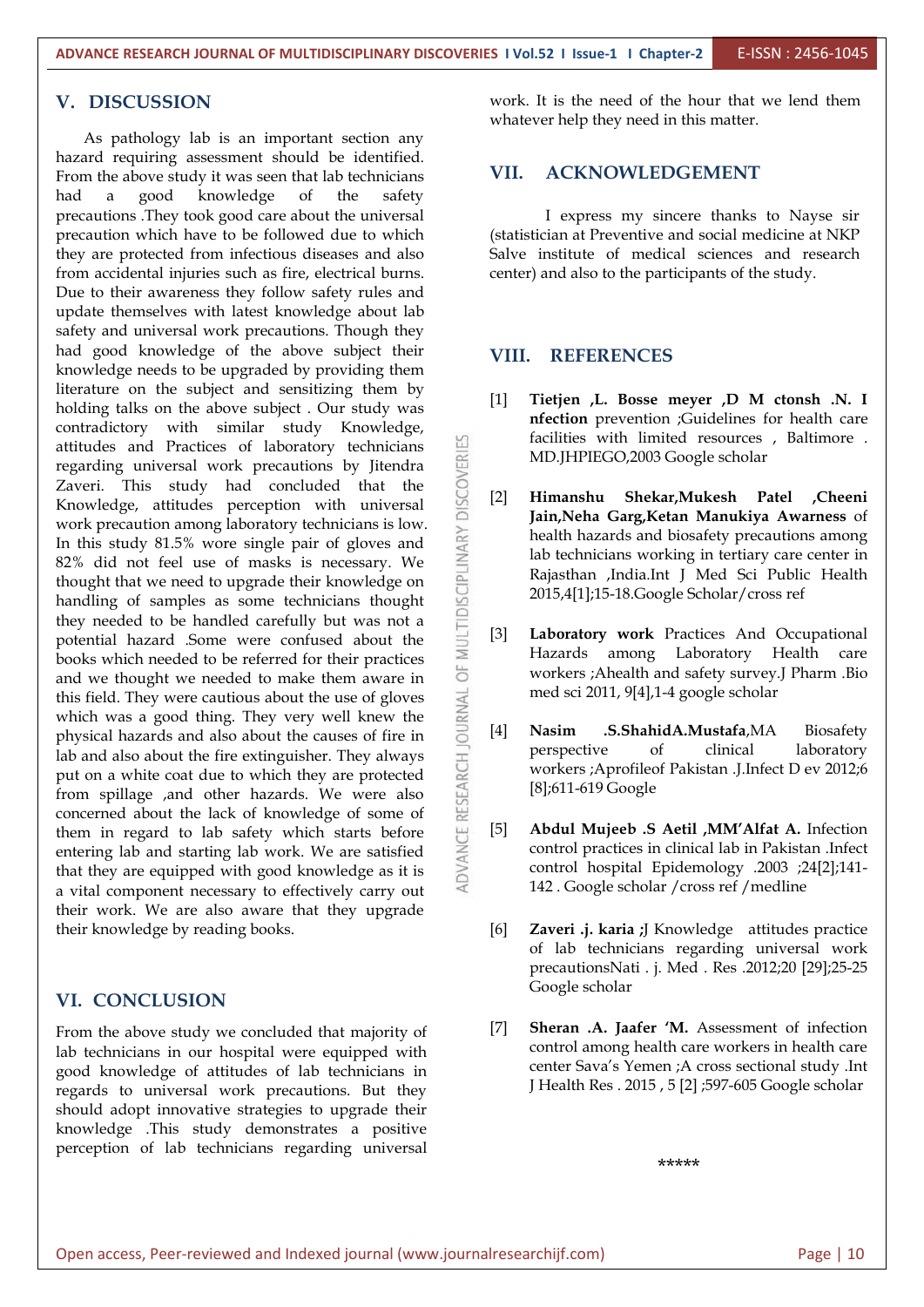## V. DISCUSSION

As pathology lab is an important section any hazard requiring assessment should be identified. From the above study it was seen that lab technicians had a good knowledge of the safety precautions .They took good care about the universal precaution which have to be followed due to which they are protected from infectious diseases and also from accidental injuries such as fire, electrical burns. Due to their awareness they follow safety rules and update themselves with latest knowledge about lab safety and universal work precautions. Though they had good knowledge of the above subject their knowledge needs to be upgraded by providing them literature on the subject and sensitizing them by holding talks on the above subject . Our study was contradictory with similar study Knowledge, attitudes and Practices of laboratory technicians regarding universal work precautions by Jitendra Zaveri. This study had concluded that the Knowledge, attitudes perception with universal work precaution among laboratory technicians is low. In this study 81.5% wore single pair of gloves and 82% did not feel use of masks is necessary. We thought that we need to upgrade their knowledge on handling of samples as some technicians thought they needed to be handled carefully but was not a potential hazard .Some were confused about the books which needed to be referred for their practices and we thought we needed to make them aware in this field. They were cautious about the use of gloves which was a good thing. They very well knew the physical hazards and also about the causes of fire in lab and also about the fire extinguisher. They always put on a white coat due to which they are protected from spillage ,and other hazards. We were also concerned about the lack of knowledge of some of them in regard to lab safety which starts before entering lab and starting lab work. We are satisfied that they are equipped with good knowledge as it is a vital component necessary to effectively carry out their work. We are also aware that they upgrade their knowledge by reading books.

## VI. CONCLUSION

From the above study we concluded that majority of lab technicians in our hospital were equipped with good knowledge of attitudes of lab technicians in regards to universal work precautions. But they should adopt innovative strategies to upgrade their knowledge .This study demonstrates a positive perception of lab technicians regarding universal work. It is the need of the hour that we lend them whatever help they need in this matter.

## VII. ACKNOWLEDGEMENT

I express my sincere thanks to Nayse sir (statistician at Preventive and social medicine at NKP Salve institute of medical sciences and research center) and also to the participants of the study.

## VIII. REFERENCES

[1] **Tietjen ,L. Bosse meyer ,D M ctonsh .N. I nfection** prevention ;Guidelines for health care facilities with limited resources , Baltimore . MD.JHPIEGO,2003 Google scholar

[2] **Himanshu Shekar,Mukesh Patel ,Cheeni Jain,Neha Garg,Ketan Manukiya Awarness** of health hazards and biosafety precautions among lab technicians working in tertiary care center in Rajasthan ,India.Int J Med Sci Public Health 2015,4[1];15-18.Google Scholar/cross ref

[3] **Laboratory work** Practices And Occupational Hazards among Laboratory Health care workers ;Ahealth and safety survey.J Pharm .Bio med sci 2011, 9[4],1-4 google scholar

[4] **Nasim .S.ShahidA.Mustafa**,MA Biosafety perspective of clinical laboratory workers ;Aprofileof Pakistan .J.Infect D ev 2012;6 [8];611-619 Google

[5] **Abdul Mujeeb .S Aetil ,MM'Alfat A.** Infection control practices in clinical lab in Pakistan .Infect control hospital Epidemology .2003 ;24[2];141-142 . Google scholar /cross ref /medline

[6] **Zaveri .j. karia ;**J Knowledge attitudes practice of lab technicians regarding universal work precautionsNati . j. Med . Res .2012;20 [29];25-25 Google scholar

[7] **Sheran .A. Jaafer 'M.** Assessment of infection control among health care workers in health care center Sava's Yemen ;A cross sectional study .Int J Health Res . 2015 , 5 [2] ;597-605 Google scholar

*****